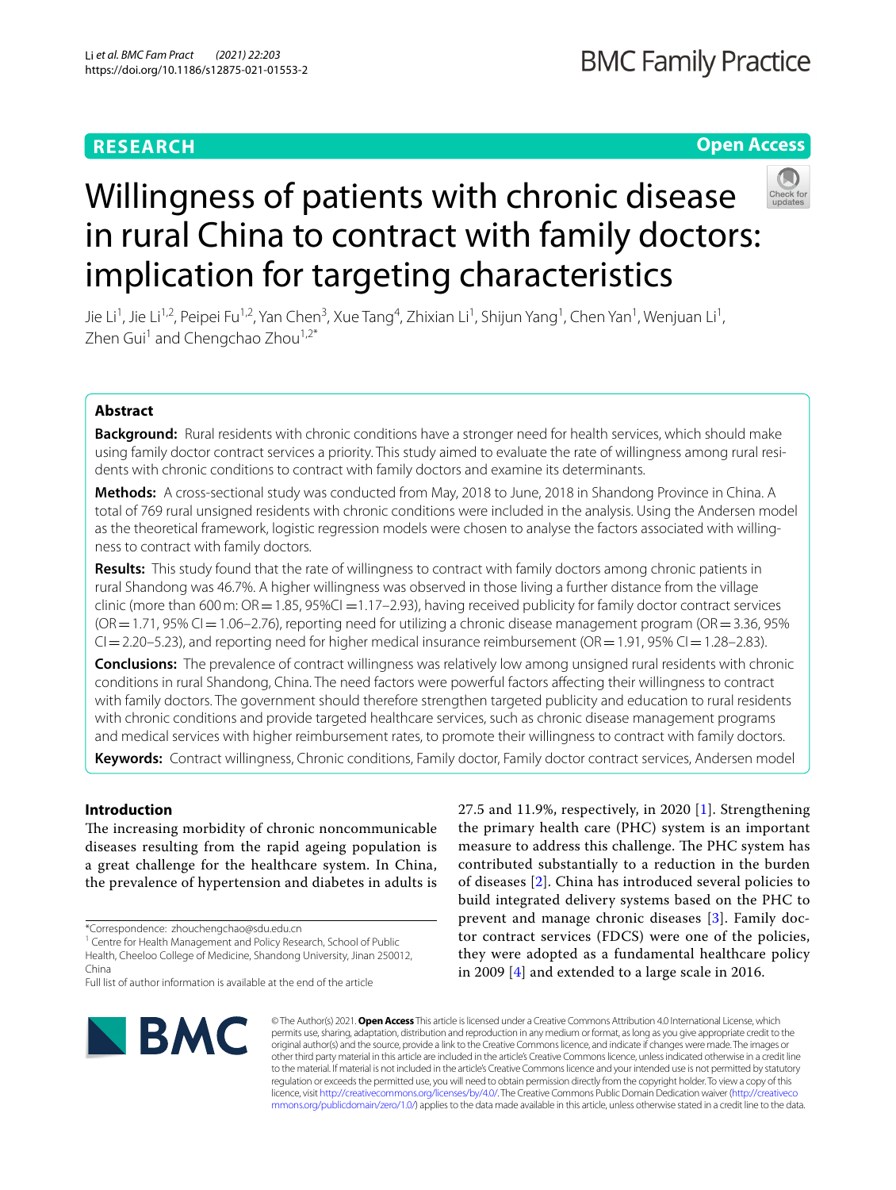**RESEARCH** **Open Access**

# Willingness of patients with chronic disease in rural China to contract with family doctors: implication for targeting characteristics

Jie Li[1], Jie Li[1,2], Peipei Fu[1,2], Yan Chen[3], Xue Tang[4], Zhixian Li[1], Shijun Yang[1], Chen Yan[1], Wenjuan Li[1], Zhen Gui[1] and Chengchao Zhou[1,2*]

## Abstract

**Background:** Rural residents with chronic conditions have a stronger need for health services, which should make using family doctor contract services a priority. This study aimed to evaluate the rate of willingness among rural residents with chronic conditions to contract with family doctors and examine its determinants.

**Methods:** A cross-sectional study was conducted from May, 2018 to June, 2018 in Shandong Province in China. A total of 769 rural unsigned residents with chronic conditions were included in the analysis. Using the Andersen model as the theoretical framework, logistic regression models were chosen to analyse the factors associated with willingness to contract with family doctors.

**Results:** This study found that the rate of willingness to contract with family doctors among chronic patients in rural Shandong was 46.7%. A higher willingness was observed in those living a further distance from the village clinic (more than 600 m: OR = 1.85, 95%CI = 1.17–2.93), having received publicity for family doctor contract services (OR = 1.71, 95% CI = 1.06–2.76), reporting need for utilizing a chronic disease management program (OR = 3.36, 95% CI = 2.20–5.23), and reporting need for higher medical insurance reimbursement (OR = 1.91, 95% CI = 1.28–2.83).

**Conclusions:** The prevalence of contract willingness was relatively low among unsigned rural residents with chronic conditions in rural Shandong, China. The need factors were powerful factors affecting their willingness to contract with family doctors. The government should therefore strengthen targeted publicity and education to rural residents with chronic conditions and provide targeted healthcare services, such as chronic disease management programs and medical services with higher reimbursement rates, to promote their willingness to contract with family doctors.

**Keywords:** Contract willingness, Chronic conditions, Family doctor, Family doctor contract services, Andersen model

## Introduction

The increasing morbidity of chronic noncommunicable diseases resulting from the rapid ageing population is a great challenge for the healthcare system. In China, the prevalence of hypertension and diabetes in adults is 27.5 and 11.9%, respectively, in 2020 [1]. Strengthening the primary health care (PHC) system is an important measure to address this challenge. The PHC system has contributed substantially to a reduction in the burden of diseases [2]. China has introduced several policies to build integrated delivery systems based on the PHC to prevent and manage chronic diseases [3]. Family doctor contract services (FDCS) were one of the policies, they were adopted as a fundamental healthcare policy in 2009 [4] and extended to a large scale in 2016.

*Correspondence: zhouchengchao@sdu.edu.cn

[1] Centre for Health Management and Policy Research, School of Public Health, Cheeloo College of Medicine, Shandong University, Jinan 250012, China

Full list of author information is available at the end of the article

© The Author(s) 2021. **Open Access** This article is licensed under a Creative Commons Attribution 4.0 International License, which permits use, sharing, adaptation, distribution and reproduction in any medium or format, as long as you give appropriate credit to the original author(s) and the source, provide a link to the Creative Commons licence, and indicate if changes were made. The images or other third party material in this article are included in the article's Creative Commons licence, unless indicated otherwise in a credit line to the material. If material is not included in the article's Creative Commons licence and your intended use is not permitted by statutory regulation or exceeds the permitted use, you will need to obtain permission directly from the copyright holder. To view a copy of this licence, visit http://creativecommons.org/licenses/by/4.0/. The Creative Commons Public Domain Dedication waiver (http://creativecommons.org/publicdomain/zero/1.0/) applies to the data made available in this article, unless otherwise stated in a credit line to the data.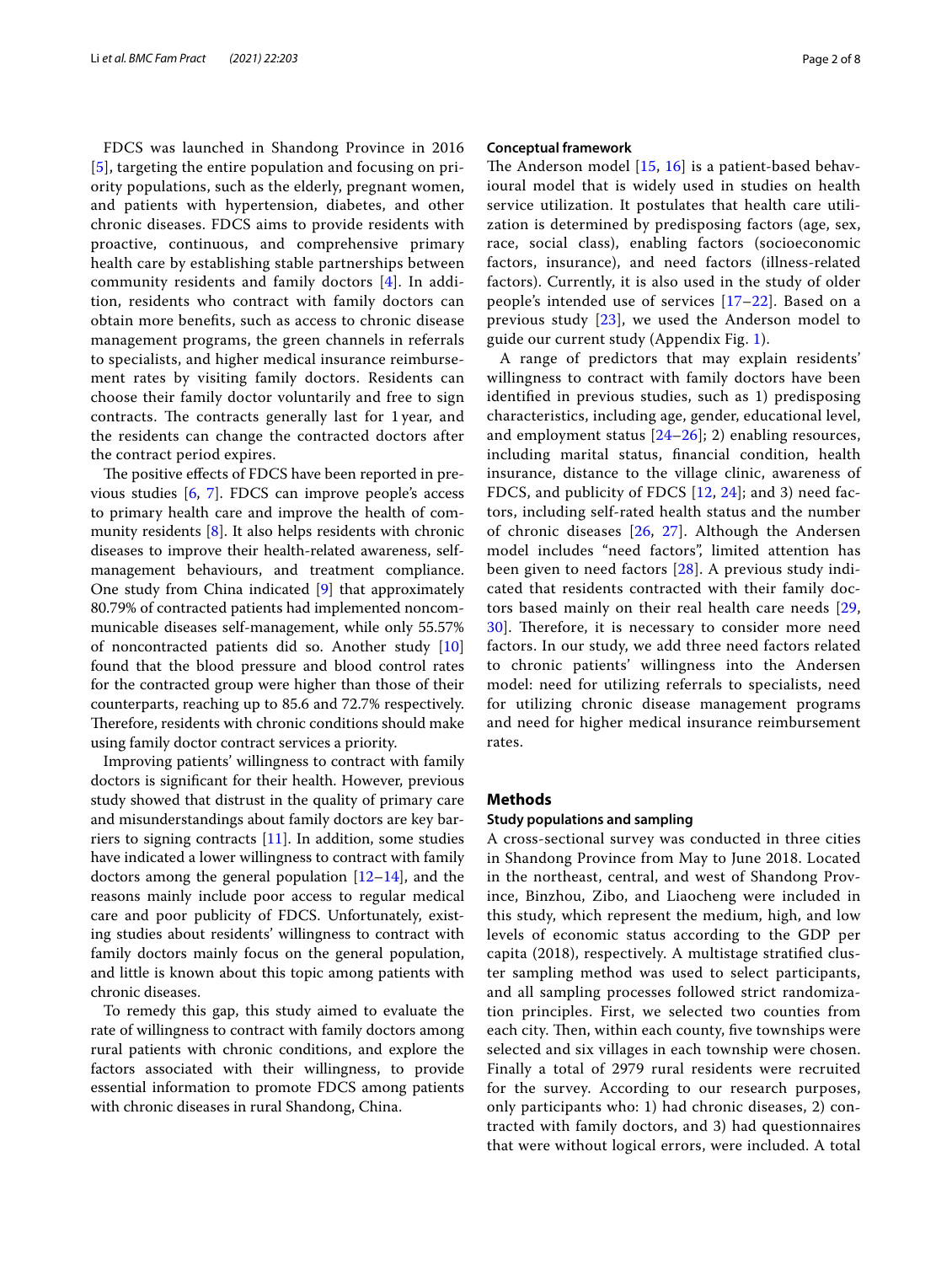FDCS was launched in Shandong Province in 2016 [5], targeting the entire population and focusing on priority populations, such as the elderly, pregnant women, and patients with hypertension, diabetes, and other chronic diseases. FDCS aims to provide residents with proactive, continuous, and comprehensive primary health care by establishing stable partnerships between community residents and family doctors [4]. In addition, residents who contract with family doctors can obtain more benefits, such as access to chronic disease management programs, the green channels in referrals to specialists, and higher medical insurance reimbursement rates by visiting family doctors. Residents can choose their family doctor voluntarily and free to sign contracts. The contracts generally last for 1 year, and the residents can change the contracted doctors after the contract period expires.

The positive effects of FDCS have been reported in previous studies [6, 7]. FDCS can improve people's access to primary health care and improve the health of community residents [8]. It also helps residents with chronic diseases to improve their health-related awareness, self-management behaviours, and treatment compliance. One study from China indicated [9] that approximately 80.79% of contracted patients had implemented noncommunicable diseases self-management, while only 55.57% of noncontracted patients did so. Another study [10] found that the blood pressure and blood control rates for the contracted group were higher than those of their counterparts, reaching up to 85.6 and 72.7% respectively. Therefore, residents with chronic conditions should make using family doctor contract services a priority.

Improving patients' willingness to contract with family doctors is significant for their health. However, previous study showed that distrust in the quality of primary care and misunderstandings about family doctors are key barriers to signing contracts [11]. In addition, some studies have indicated a lower willingness to contract with family doctors among the general population [12–14], and the reasons mainly include poor access to regular medical care and poor publicity of FDCS. Unfortunately, existing studies about residents' willingness to contract with family doctors mainly focus on the general population, and little is known about this topic among patients with chronic diseases.

To remedy this gap, this study aimed to evaluate the rate of willingness to contract with family doctors among rural patients with chronic conditions, and explore the factors associated with their willingness, to provide essential information to promote FDCS among patients with chronic diseases in rural Shandong, China.

### Conceptual framework

The Anderson model [15, 16] is a patient-based behavioural model that is widely used in studies on health service utilization. It postulates that health care utilization is determined by predisposing factors (age, sex, race, social class), enabling factors (socioeconomic factors, insurance), and need factors (illness-related factors). Currently, it is also used in the study of older people's intended use of services [17–22]. Based on a previous study [23], we used the Anderson model to guide our current study (Appendix Fig. 1).

A range of predictors that may explain residents' willingness to contract with family doctors have been identified in previous studies, such as 1) predisposing characteristics, including age, gender, educational level, and employment status [24–26]; 2) enabling resources, including marital status, financial condition, health insurance, distance to the village clinic, awareness of FDCS, and publicity of FDCS [12, 24]; and 3) need factors, including self-rated health status and the number of chronic diseases [26, 27]. Although the Andersen model includes "need factors", limited attention has been given to need factors [28]. A previous study indicated that residents contracted with their family doctors based mainly on their real health care needs [29, 30]. Therefore, it is necessary to consider more need factors. In our study, we add three need factors related to chronic patients' willingness into the Andersen model: need for utilizing referrals to specialists, need for utilizing chronic disease management programs and need for higher medical insurance reimbursement rates.

## Methods

### Study populations and sampling

A cross-sectional survey was conducted in three cities in Shandong Province from May to June 2018. Located in the northeast, central, and west of Shandong Province, Binzhou, Zibo, and Liaocheng were included in this study, which represent the medium, high, and low levels of economic status according to the GDP per capita (2018), respectively. A multistage stratified cluster sampling method was used to select participants, and all sampling processes followed strict randomization principles. First, we selected two counties from each city. Then, within each county, five townships were selected and six villages in each township were chosen. Finally a total of 2979 rural residents were recruited for the survey. According to our research purposes, only participants who: 1) had chronic diseases, 2) contracted with family doctors, and 3) had questionnaires that were without logical errors, were included. A total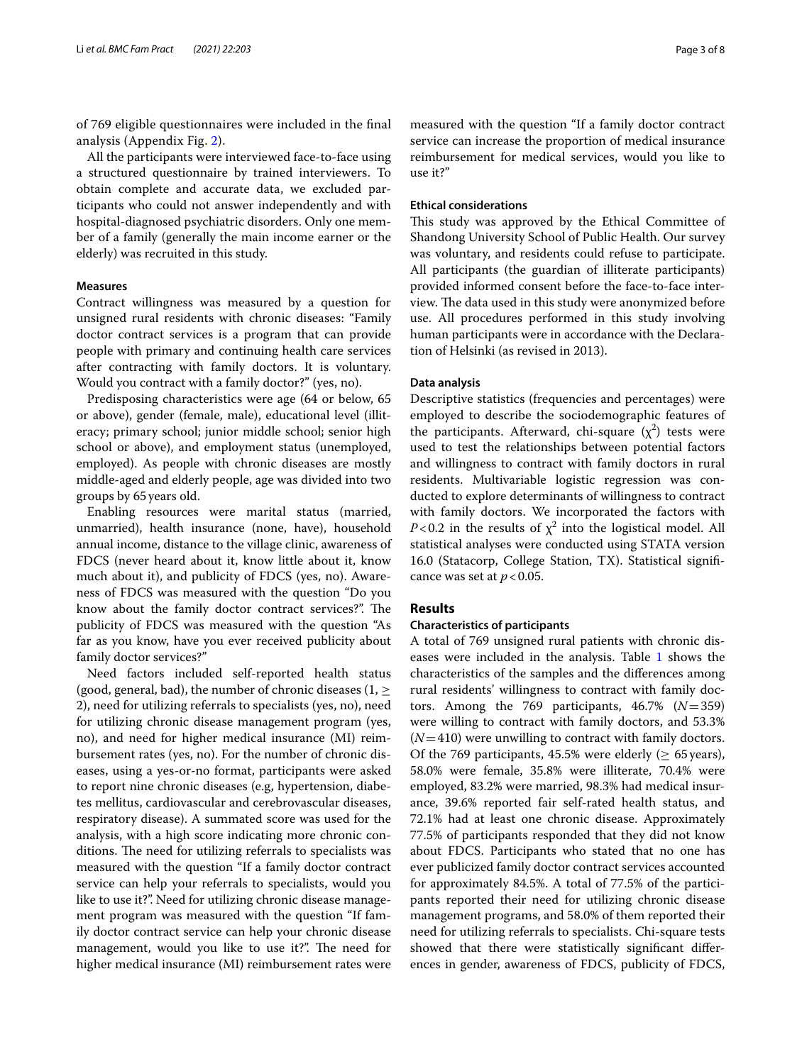of 769 eligible questionnaires were included in the final analysis (Appendix Fig. 2).

All the participants were interviewed face-to-face using a structured questionnaire by trained interviewers. To obtain complete and accurate data, we excluded participants who could not answer independently and with hospital-diagnosed psychiatric disorders. Only one member of a family (generally the main income earner or the elderly) was recruited in this study.

### Measures

Contract willingness was measured by a question for unsigned rural residents with chronic diseases: "Family doctor contract services is a program that can provide people with primary and continuing health care services after contracting with family doctors. It is voluntary. Would you contract with a family doctor?" (yes, no).

Predisposing characteristics were age (64 or below, 65 or above), gender (female, male), educational level (illiteracy; primary school; junior middle school; senior high school or above), and employment status (unemployed, employed). As people with chronic diseases are mostly middle-aged and elderly people, age was divided into two groups by 65 years old.

Enabling resources were marital status (married, unmarried), health insurance (none, have), household annual income, distance to the village clinic, awareness of FDCS (never heard about it, know little about it, know much about it), and publicity of FDCS (yes, no). Awareness of FDCS was measured with the question "Do you know about the family doctor contract services?". The publicity of FDCS was measured with the question "As far as you know, have you ever received publicity about family doctor services?"

Need factors included self-reported health status (good, general, bad), the number of chronic diseases (1, $\geq$ 2), need for utilizing referrals to specialists (yes, no), need for utilizing chronic disease management program (yes, no), and need for higher medical insurance (MI) reimbursement rates (yes, no). For the number of chronic diseases, using a yes-or-no format, participants were asked to report nine chronic diseases (e.g, hypertension, diabetes mellitus, cardiovascular and cerebrovascular diseases, respiratory disease). A summated score was used for the analysis, with a high score indicating more chronic conditions. The need for utilizing referrals to specialists was measured with the question "If a family doctor contract service can help your referrals to specialists, would you like to use it?". Need for utilizing chronic disease management program was measured with the question "If family doctor contract service can help your chronic disease management, would you like to use it?". The need for higher medical insurance (MI) reimbursement rates were measured with the question "If a family doctor contract service can increase the proportion of medical insurance reimbursement for medical services, would you like to use it?"

### Ethical considerations

This study was approved by the Ethical Committee of Shandong University School of Public Health. Our survey was voluntary, and residents could refuse to participate. All participants (the guardian of illiterate participants) provided informed consent before the face-to-face interview. The data used in this study were anonymized before use. All procedures performed in this study involving human participants were in accordance with the Declaration of Helsinki (as revised in 2013).

### Data analysis

Descriptive statistics (frequencies and percentages) were employed to describe the sociodemographic features of the participants. Afterward, chi-square ($\chi^2$) tests were used to test the relationships between potential factors and willingness to contract with family doctors in rural residents. Multivariable logistic regression was conducted to explore determinants of willingness to contract with family doctors. We incorporated the factors with $P < 0.2$ in the results of $\chi^2$ into the logistical model. All statistical analyses were conducted using STATA version 16.0 (Statacorp, College Station, TX). Statistical significance was set at $p < 0.05$.

## Results

### Characteristics of participants

A total of 769 unsigned rural patients with chronic diseases were included in the analysis. Table 1 shows the characteristics of the samples and the differences among rural residents' willingness to contract with family doctors. Among the 769 participants, 46.7% ($N = 359$) were willing to contract with family doctors, and 53.3% ($N = 410$) were unwilling to contract with family doctors. Of the 769 participants, 45.5% were elderly ($\geq$ 65 years), 58.0% were female, 35.8% were illiterate, 70.4% were employed, 83.2% were married, 98.3% had medical insurance, 39.6% reported fair self-rated health status, and 72.1% had at least one chronic disease. Approximately 77.5% of participants responded that they did not know about FDCS. Participants who stated that no one has ever publicized family doctor contract services accounted for approximately 84.5%. A total of 77.5% of the participants reported their need for utilizing chronic disease management programs, and 58.0% of them reported their need for utilizing referrals to specialists. Chi-square tests showed that there were statistically significant differences in gender, awareness of FDCS, publicity of FDCS,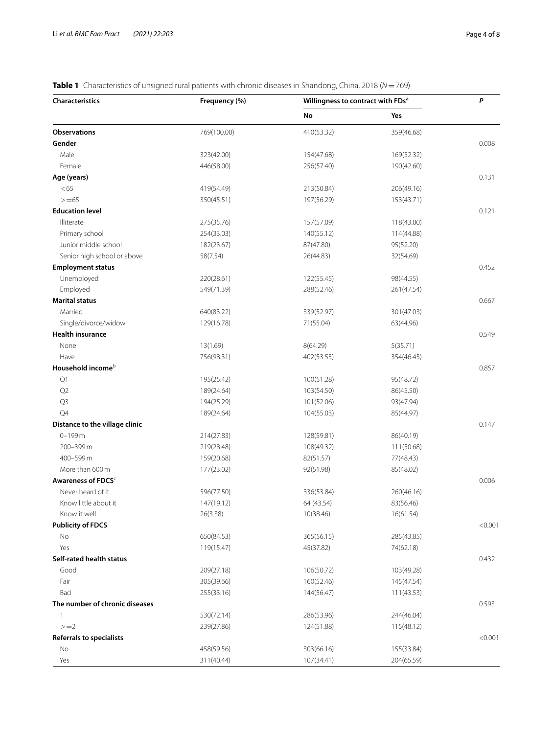**Table 1** Characteristics of unsigned rural patients with chronic diseases in Shandong, China, 2018 ($N = 769$)

| Characteristics | Frequency (%) | Willingness to contract with FDs[a] | | *P* |
|---|---|---|---|---|
| | | No | Yes | |
| **Observations** | 769(100.00) | 410(53.32) | 359(46.68) | |
| **Gender** | | | | 0.008 |
| Male | 323(42.00) | 154(47.68) | 169(52.32) | |
| Female | 446(58.00) | 256(57.40) | 190(42.60) | |
| **Age (years)** | | | | 0.131 |
| <65 | 419(54.49) | 213(50.84) | 206(49.16) | |
| >=65 | 350(45.51) | 197(56.29) | 153(43.71) | |
| **Education level** | | | | 0.121 |
| Illiterate | 275(35.76) | 157(57.09) | 118(43.00) | |
| Primary school | 254(33.03) | 140(55.12) | 114(44.88) | |
| Junior middle school | 182(23.67) | 87(47.80) | 95(52.20) | |
| Senior high school or above | 58(7.54) | 26(44.83) | 32(54.69) | |
| **Employment status** | | | | 0.452 |
| Unemployed | 220(28.61) | 122(55.45) | 98(44.55) | |
| Employed | 549(71.39) | 288(52.46) | 261(47.54) | |
| **Marital status** | | | | 0.667 |
| Married | 640(83.22) | 339(52.97) | 301(47.03) | |
| Single/divorce/widow | 129(16.78) | 71(55.04) | 63(44.96) | |
| **Health insurance** | | | | 0.549 |
| None | 13(1.69) | 8(64.29) | 5(35.71) | |
| Have | 756(98.31) | 402(53.55) | 354(46.45) | |
| **Household income**[b] | | | | 0.857 |
| Q1 | 195(25.42) | 100(51.28) | 95(48.72) | |
| Q2 | 189(24.64) | 103(54.50) | 86(45.50) | |
| Q3 | 194(25.29) | 101(52.06) | 93(47.94) | |
| Q4 | 189(24.64) | 104(55.03) | 85(44.97) | |
| **Distance to the village clinic** | | | | 0.147 |
| 0–199 m | 214(27.83) | 128(59.81) | 86(40.19) | |
| 200–399 m | 219(28.48) | 108(49.32) | 111(50.68) | |
| 400–599 m | 159(20.68) | 82(51.57) | 77(48.43) | |
| More than 600 m | 177(23.02) | 92(51.98) | 85(48.02) | |
| **Awareness of FDCS**[c] | | | | 0.006 |
| Never heard of it | 596(77.50) | 336(53.84) | 260(46.16) | |
| Know little about it | 147(19.12) | 64 (43.54) | 83(56.46) | |
| Know it well | 26(3.38) | 10(38.46) | 16(61.54) | |
| **Publicity of FDCS** | | | | <0.001 |
| No | 650(84.53) | 365(56.15) | 285(43.85) | |
| Yes | 119(15.47) | 45(37.82) | 74(62.18) | |
| **Self-rated health status** | | | | 0.432 |
| Good | 209(27.18) | 106(50.72) | 103(49.28) | |
| Fair | 305(39.66) | 160(52.46) | 145(47.54) | |
| Bad | 255(33.16) | 144(56.47) | 111(43.53) | |
| **The number of chronic diseases** | | | | 0.593 |
| 1 | 530(72.14) | 286(53.96) | 244(46.04) | |
| >=2 | 239(27.86) | 124(51.88) | 115(48.12) | |
| **Referrals to specialists** | | | | <0.001 |
| No | 458(59.56) | 303(66.16) | 155(33.84) | |
| Yes | 311(40.44) | 107(34.41) | 204(65.59) | |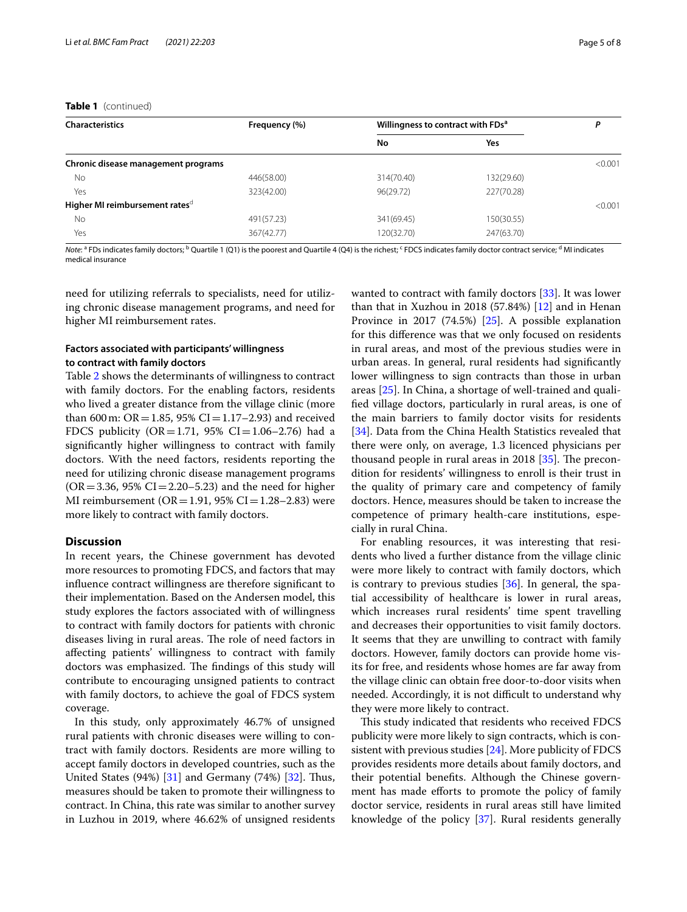**Table 1** (continued)

| Characteristics | Frequency (%) | Willingness to contract with FDs[a] | | P |
|---|---|---|---|---|
| | | No | Yes | |
| **Chronic disease management programs** | | | | <0.001 |
| No | 446(58.00) | 314(70.40) | 132(29.60) | |
| Yes | 323(42.00) | 96(29.72) | 227(70.28) | |
| **Higher MI reimbursement rates**[d] | | | | <0.001 |
| No | 491(57.23) | 341(69.45) | 150(30.55) | |
| Yes | 367(42.77) | 120(32.70) | 247(63.70) | |

*Note*: [a] FDs indicates family doctors; [b] Quartile 1 (Q1) is the poorest and Quartile 4 (Q4) is the richest; [c] FDCS indicates family doctor contract service; [d] MI indicates medical insurance

need for utilizing referrals to specialists, need for utilizing chronic disease management programs, and need for higher MI reimbursement rates.

### Factors associated with participants' willingness to contract with family doctors

Table 2 shows the determinants of willingness to contract with family doctors. For the enabling factors, residents who lived a greater distance from the village clinic (more than 600 m: OR = 1.85, 95% CI = 1.17–2.93) and received FDCS publicity (OR = 1.71, 95% CI = 1.06–2.76) had a significantly higher willingness to contract with family doctors. With the need factors, residents reporting the need for utilizing chronic disease management programs (OR = 3.36, 95% CI = 2.20–5.23) and the need for higher MI reimbursement (OR = 1.91, 95% CI = 1.28–2.83) were more likely to contract with family doctors.

## Discussion

In recent years, the Chinese government has devoted more resources to promoting FDCS, and factors that may influence contract willingness are therefore significant to their implementation. Based on the Andersen model, this study explores the factors associated with of willingness to contract with family doctors for patients with chronic diseases living in rural areas. The role of need factors in affecting patients' willingness to contract with family doctors was emphasized. The findings of this study will contribute to encouraging unsigned patients to contract with family doctors, to achieve the goal of FDCS system coverage.

In this study, only approximately 46.7% of unsigned rural patients with chronic diseases were willing to contract with family doctors. Residents are more willing to accept family doctors in developed countries, such as the United States (94%) [31] and Germany (74%) [32]. Thus, measures should be taken to promote their willingness to contract. In China, this rate was similar to another survey in Luzhou in 2019, where 46.62% of unsigned residents wanted to contract with family doctors [33]. It was lower than that in Xuzhou in 2018 (57.84%) [12] and in Henan Province in 2017 (74.5%) [25]. A possible explanation for this difference was that we only focused on residents in rural areas, and most of the previous studies were in urban areas. In general, rural residents had significantly lower willingness to sign contracts than those in urban areas [25]. In China, a shortage of well-trained and qualified village doctors, particularly in rural areas, is one of the main barriers to family doctor visits for residents [34]. Data from the China Health Statistics revealed that there were only, on average, 1.3 licenced physicians per thousand people in rural areas in 2018 [35]. The precondition for residents' willingness to enroll is their trust in the quality of primary care and competency of family doctors. Hence, measures should be taken to increase the competence of primary health-care institutions, especially in rural China.

For enabling resources, it was interesting that residents who lived a further distance from the village clinic were more likely to contract with family doctors, which is contrary to previous studies [36]. In general, the spatial accessibility of healthcare is lower in rural areas, which increases rural residents' time spent travelling and decreases their opportunities to visit family doctors. It seems that they are unwilling to contract with family doctors. However, family doctors can provide home visits for free, and residents whose homes are far away from the village clinic can obtain free door-to-door visits when needed. Accordingly, it is not difficult to understand why they were more likely to contract.

This study indicated that residents who received FDCS publicity were more likely to sign contracts, which is consistent with previous studies [24]. More publicity of FDCS provides residents more details about family doctors, and their potential benefits. Although the Chinese government has made efforts to promote the policy of family doctor service, residents in rural areas still have limited knowledge of the policy [37]. Rural residents generally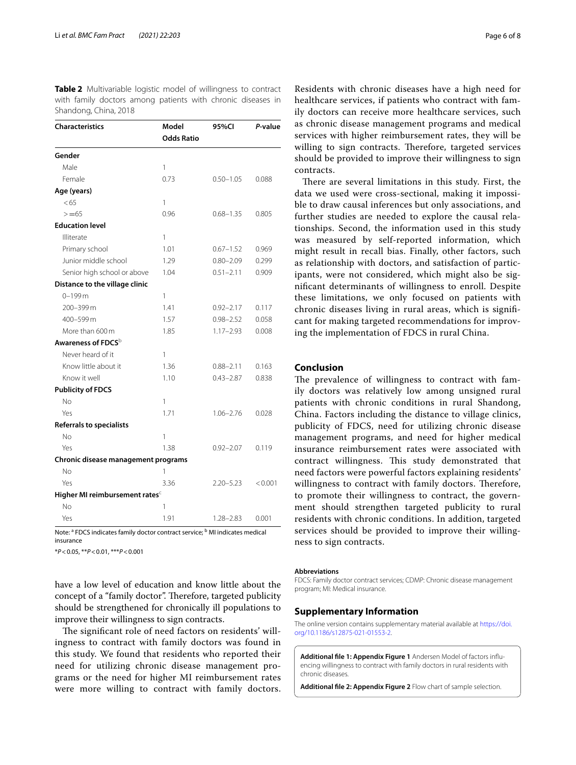**Table 2** Multivariable logistic model of willingness to contract with family doctors among patients with chronic diseases in Shandong, China, 2018

| Characteristics | Model Odds Ratio | 95%CI | *P*-value |
|---|---|---|---|
| **Gender** | | | |
| Male | 1 | | |
| Female | 0.73 | 0.50–1.05 | 0.088 |
| **Age (years)** | | | |
| <65 | 1 | | |
| >=65 | 0.96 | 0.68–1.35 | 0.805 |
| **Education level** | | | |
| Illiterate | 1 | | |
| Primary school | 1.01 | 0.67–1.52 | 0.969 |
| Junior middle school | 1.29 | 0.80–2.09 | 0.299 |
| Senior high school or above | 1.04 | 0.51–2.11 | 0.909 |
| **Distance to the village clinic** | | | |
| 0–199 m | 1 | | |
| 200–399 m | 1.41 | 0.92–2.17 | 0.117 |
| 400–599 m | 1.57 | 0.98–2.52 | 0.058 |
| More than 600 m | 1.85 | 1.17–2.93 | 0.008 |
| **Awareness of FDCS**[b] | | | |
| Never heard of it | 1 | | |
| Know little about it | 1.36 | 0.88–2.11 | 0.163 |
| Know it well | 1.10 | 0.43–2.87 | 0.838 |
| **Publicity of FDCS** | | | |
| No | 1 | | |
| Yes | 1.71 | 1.06–2.76 | 0.028 |
| **Referrals to specialists** | | | |
| No | 1 | | |
| Yes | 1.38 | 0.92–2.07 | 0.119 |
| **Chronic disease management programs** | | | |
| No | 1 | | |
| Yes | 3.36 | 2.20–5.23 | <0.001 |
| **Higher MI reimbursement rates**[c] | | | |
| No | 1 | | |
| Yes | 1.91 | 1.28–2.83 | 0.001 |

Note: [a] FDCS indicates family doctor contract service; [b] MI indicates medical insurance

\**P*<0.05, \*\**P*<0.01, \*\*\**P*<0.001

have a low level of education and know little about the concept of a "family doctor". Therefore, targeted publicity should be strengthened for chronically ill populations to improve their willingness to sign contracts.

The significant role of need factors on residents' willingness to contract with family doctors was found in this study. We found that residents who reported their need for utilizing chronic disease management programs or the need for higher MI reimbursement rates were more willing to contract with family doctors. Residents with chronic diseases have a high need for healthcare services, if patients who contract with family doctors can receive more healthcare services, such as chronic disease management programs and medical services with higher reimbursement rates, they will be willing to sign contracts. Therefore, targeted services should be provided to improve their willingness to sign contracts.

There are several limitations in this study. First, the data we used were cross-sectional, making it impossible to draw causal inferences but only associations, and further studies are needed to explore the causal relationships. Second, the information used in this study was measured by self-reported information, which might result in recall bias. Finally, other factors, such as relationship with doctors, and satisfaction of participants, were not considered, which might also be significant determinants of willingness to enroll. Despite these limitations, we only focused on patients with chronic diseases living in rural areas, which is significant for making targeted recommendations for improving the implementation of FDCS in rural China.

## Conclusion

The prevalence of willingness to contract with family doctors was relatively low among unsigned rural patients with chronic conditions in rural Shandong, China. Factors including the distance to village clinics, publicity of FDCS, need for utilizing chronic disease management programs, and need for higher medical insurance reimbursement rates were associated with contract willingness. This study demonstrated that need factors were powerful factors explaining residents' willingness to contract with family doctors. Therefore, to promote their willingness to contract, the government should strengthen targeted publicity to rural residents with chronic conditions. In addition, targeted services should be provided to improve their willingness to sign contracts.

#### Abbreviations

FDCS: Family doctor contract services; CDMP: Chronic disease management program; MI: Medical insurance.

## Supplementary Information

The online version contains supplementary material available at https://doi.org/10.1186/s12875-021-01553-2.

**Additional file 1: Appendix Figure 1** Andersen Model of factors influencing willingness to contract with family doctors in rural residents with chronic diseases.

**Additional file 2: Appendix Figure 2** Flow chart of sample selection.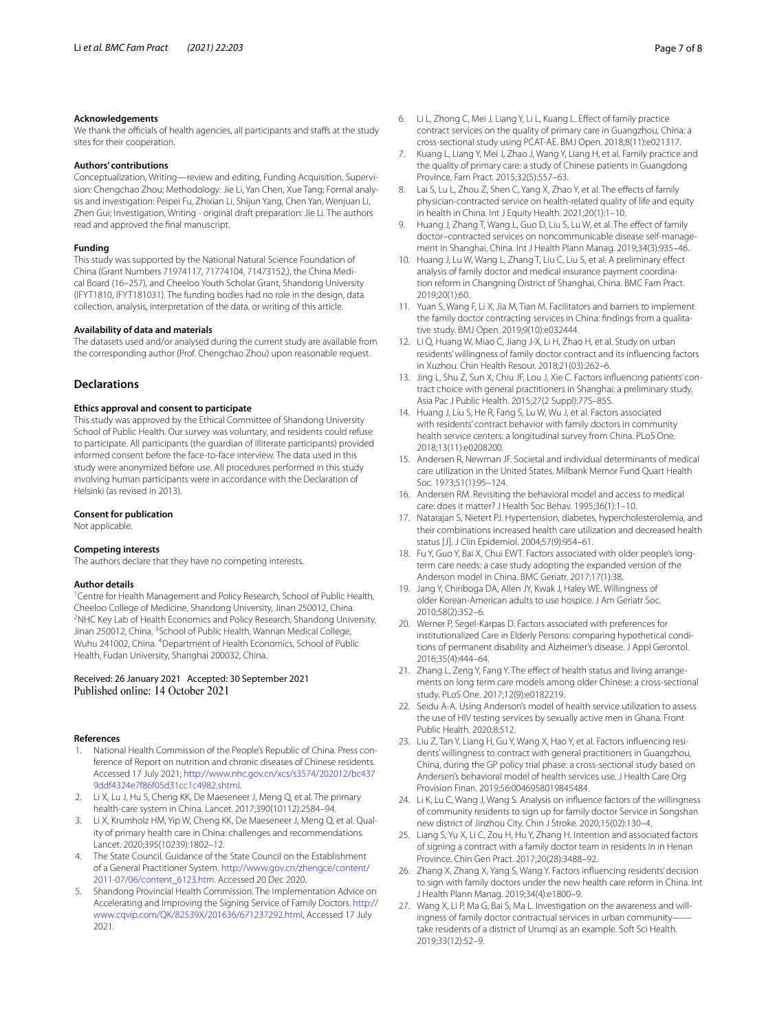### Acknowledgements

We thank the officials of health agencies, all participants and staffs at the study sites for their cooperation.

### Authors' contributions

Conceptualization, Writing—review and editing, Funding Acquisition, Supervision: Chengchao Zhou; Methodology: Jie Li, Yan Chen, Xue Tang; Formal analysis and investigation: Peipei Fu, Zhixian Li, Shijun Yang, Chen Yan, Wenjuan Li, Zhen Gui; Investigation, Writing - original draft preparation: Jie Li. The authors read and approved the final manuscript.

### Funding

This study was supported by the National Natural Science Foundation of China (Grant Numbers 71974117, 71774104, 71473152,), the China Medical Board (16–257), and Cheeloo Youth Scholar Grant, Shandong University (IFYT1810, IFYT181031). The funding bodies had no role in the design, data collection, analysis, interpretation of the data, or writing of this article.

### Availability of data and materials

The datasets used and/or analysed during the current study are available from the corresponding author (Prof. Chengchao Zhou) upon reasonable request.

## Declarations

### Ethics approval and consent to participate

This study was approved by the Ethical Committee of Shandong University School of Public Health. Our survey was voluntary, and residents could refuse to participate. All participants (the guardian of illiterate participants) provided informed consent before the face-to-face interview. The data used in this study were anonymized before use. All procedures performed in this study involving human participants were in accordance with the Declaration of Helsinki (as revised in 2013).

### Consent for publication

Not applicable.

### Competing interests

The authors declare that they have no competing interests.

### Author details

[1]Centre for Health Management and Policy Research, School of Public Health, Cheeloo College of Medicine, Shandong University, Jinan 250012, China. [2]NHC Key Lab of Health Economics and Policy Research, Shandong University, Jinan 250012, China. [3]School of Public Health, Wannan Medical College, Wuhu 241002, China. [4]Department of Health Economics, School of Public Health, Fudan University, Shanghai 200032, China.

Received: 26 January 2021 Accepted: 30 September 2021
Published online: 14 October 2021

### References

1. National Health Commission of the People's Republic of China. Press conference of Report on nutrition and chronic diseases of Chinese residents. Accessed 17 July 2021; http://www.nhc.gov.cn/xcs/s3574/202012/bc4379ddf4324e7f86f05d31cc1c4982.shtml.
2. Li X, Lu J, Hu S, Cheng KK, De Maeseneer J, Meng Q, et al. The primary health-care system in China. Lancet. 2017;390(10112):2584–94.
3. Li X, Krumholz HM, Yip W, Cheng KK, De Maeseneer J, Meng Q, et al. Quality of primary health care in China: challenges and recommendations. Lancet. 2020;395(10239):1802–12.
4. The State Council. Guidance of the State Council on the Establishment of a General Practitioner System. http://www.gov.cn/zhengce/content/2011-07/06/content_6123.htm. Accessed 20 Dec 2020.
5. Shandong Provincial Health Commission. The Implementation Advice on Accelerating and Improving the Signing Service of Family Doctors. http://www.cqvip.com/QK/82539X/201636/671237292.html, Accessed 17 July 2021.
6. Li L, Zhong C, Mei J, Liang Y, Li L, Kuang L. Effect of family practice contract services on the quality of primary care in Guangzhou, China: a cross-sectional study using PCAT-AE. BMJ Open. 2018;8(11):e021317.
7. Kuang L, Liang Y, Mei J, Zhao J, Wang Y, Liang H, et al. Family practice and the quality of primary care: a study of Chinese patients in Guangdong Province. Fam Pract. 2015;32(5):557–63.
8. Lai S, Lu L, Zhou Z, Shen C, Yang X, Zhao Y, et al. The effects of family physician-contracted service on health-related quality of life and equity in health in China. Int J Equity Health. 2021;20(1):1–10.
9. Huang J, Zhang T, Wang L, Guo D, Liu S, Lu W, et al. The effect of family doctor–contracted services on noncommunicable disease self-management in Shanghai, China. Int J Health Plann Manag. 2019;34(3):935–46.
10. Huang J, Lu W, Wang L, Zhang T, Liu C, Liu S, et al. A preliminary effect analysis of family doctor and medical insurance payment coordination reform in Changning District of Shanghai, China. BMC Fam Pract. 2019;20(1):60.
11. Yuan S, Wang F, Li X, Jia M, Tian M. Facilitators and barriers to implement the family doctor contracting services in China: findings from a qualitative study. BMJ Open. 2019;9(10):e032444.
12. Li Q, Huang W, Miao C, Jiang J-X, Li H, Zhao H, et al. Study on urban residents' willingness of family doctor contract and its influencing factors in Xuzhou. Chin Health Resour. 2018;21(03):262–6.
13. Jing L, Shu Z, Sun X, Chiu JF, Lou J, Xie C. Factors influencing patients' contract choice with general practitioners in Shanghai: a preliminary study. Asia Pac J Public Health. 2015;27(2 Suppl):77S–85S.
14. Huang J, Liu S, He R, Fang S, Lu W, Wu J, et al. Factors associated with residents' contract behavior with family doctors in community health service centers: a longitudinal survey from China. PLoS One. 2018;13(11):e0208200.
15. Andersen R, Newman JF. Societal and individual determinants of medical care utilization in the United States. Milbank Memor Fund Quart Health Soc. 1973;51(1):95–124.
16. Andersen RM. Revisiting the behavioral model and access to medical care: does it matter? J Health Soc Behav. 1995;36(1):1–10.
17. Natarajan S, Nietert PJ. Hypertension, diabetes, hypercholesterolemia, and their combinations increased health care utilization and decreased health status [J]. J Clin Epidemiol. 2004;57(9):954–61.
18. Fu Y, Guo Y, Bai X, Chui EWT. Factors associated with older people's long-term care needs: a case study adopting the expanded version of the Anderson model in China. BMC Geriatr. 2017;17(1):38.
19. Jang Y, Chiriboga DA, Allen JY, Kwak J, Haley WE. Willingness of older Korean-American adults to use hospice. J Am Geriatr Soc. 2010;58(2):352–6.
20. Werner P, Segel-Karpas D. Factors associated with preferences for institutionalized Care in Elderly Persons: comparing hypothetical conditions of permanent disability and Alzheimer's disease. J Appl Gerontol. 2016;35(4):444–64.
21. Zhang L, Zeng Y, Fang Y. The effect of health status and living arrangements on long term care models among older Chinese: a cross-sectional study. PLoS One. 2017;12(9):e0182219.
22. Seidu A-A. Using Anderson's model of health service utilization to assess the use of HIV testing services by sexually active men in Ghana. Front Public Health. 2020;8:512.
23. Liu Z, Tan Y, Liang H, Gu Y, Wang X, Hao Y, et al. Factors influencing residents' willingness to contract with general practitioners in Guangzhou, China, during the GP policy trial phase: a cross-sectional study based on Andersen's behavioral model of health services use. J Health Care Org Provision Finan. 2019;56:0046958019845484.
24. Li K, Lu C, Wang J, Wang S. Analysis on influence factors of the willingness of community residents to sign up for family doctor service in Songshan new district of Jinzhou City. Chin J Stroke. 2020;15(02):130–4.
25. Liang S, Yu X, Li C, Zou H, Hu Y, Zhang H. Intention and associated factors of signing a contract with a family doctor team in residents in in Henan Province. Chin Gen Pract. 2017;20(28):3488–92.
26. Zhang X, Zhang X, Yang S, Wang Y. Factors influencing residents' decision to sign with family doctors under the new health care reform in China. Int J Health Plann Manag. 2019;34(4):e1800–9.
27. Wang X, Li P, Ma G, Bai S, Ma L. Investigation on the awareness and willingness of family doctor contractual services in urban community——take residents of a district of Urumqi as an example. Soft Sci Health. 2019;33(12):52–9.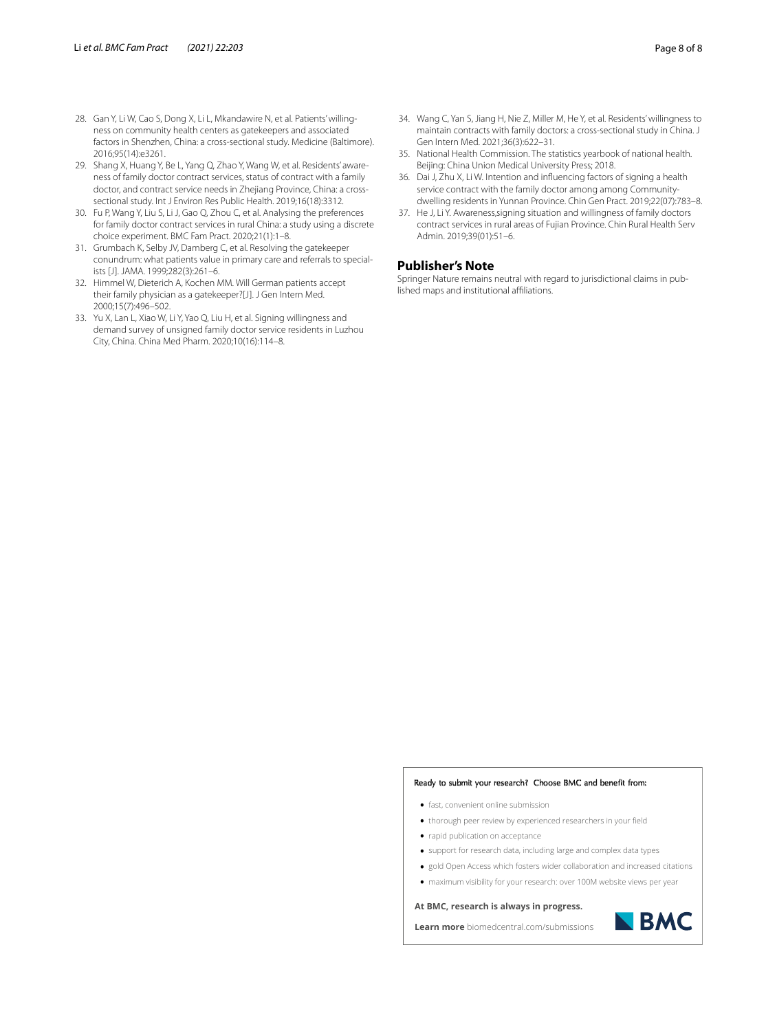28. Gan Y, Li W, Cao S, Dong X, Li L, Mkandawire N, et al. Patients' willingness on community health centers as gatekeepers and associated factors in Shenzhen, China: a cross-sectional study. Medicine (Baltimore). 2016;95(14):e3261.
29. Shang X, Huang Y, Be L, Yang Q, Zhao Y, Wang W, et al. Residents' awareness of family doctor contract services, status of contract with a family doctor, and contract service needs in Zhejiang Province, China: a cross-sectional study. Int J Environ Res Public Health. 2019;16(18):3312.
30. Fu P, Wang Y, Liu S, Li J, Gao Q, Zhou C, et al. Analysing the preferences for family doctor contract services in rural China: a study using a discrete choice experiment. BMC Fam Pract. 2020;21(1):1–8.
31. Grumbach K, Selby JV, Damberg C, et al. Resolving the gatekeeper conundrum: what patients value in primary care and referrals to specialists [J]. JAMA. 1999;282(3):261–6.
32. Himmel W, Dieterich A, Kochen MM. Will German patients accept their family physician as a gatekeeper?[J]. J Gen Intern Med. 2000;15(7):496–502.
33. Yu X, Lan L, Xiao W, Li Y, Yao Q, Liu H, et al. Signing willingness and demand survey of unsigned family doctor service residents in Luzhou City, China. China Med Pharm. 2020;10(16):114–8.
34. Wang C, Yan S, Jiang H, Nie Z, Miller M, He Y, et al. Residents' willingness to maintain contracts with family doctors: a cross-sectional study in China. J Gen Intern Med. 2021;36(3):622–31.
35. National Health Commission. The statistics yearbook of national health. Beijing: China Union Medical University Press; 2018.
36. Dai J, Zhu X, Li W. Intention and influencing factors of signing a health service contract with the family doctor among among Community-dwelling residents in Yunnan Province. Chin Gen Pract. 2019;22(07):783–8.
37. He J, Li Y. Awareness,signing situation and willingness of family doctors contract services in rural areas of Fujian Province. Chin Rural Health Serv Admin. 2019;39(01):51–6.

## Publisher's Note

Springer Nature remains neutral with regard to jurisdictional claims in published maps and institutional affiliations.

Ready to submit your research? Choose BMC and benefit from:

- fast, convenient online submission
- thorough peer review by experienced researchers in your field
- rapid publication on acceptance
- support for research data, including large and complex data types
- gold Open Access which fosters wider collaboration and increased citations
- maximum visibility for your research: over 100M website views per year

**At BMC, research is always in progress.**

**Learn more** biomedcentral.com/submissions

BMC